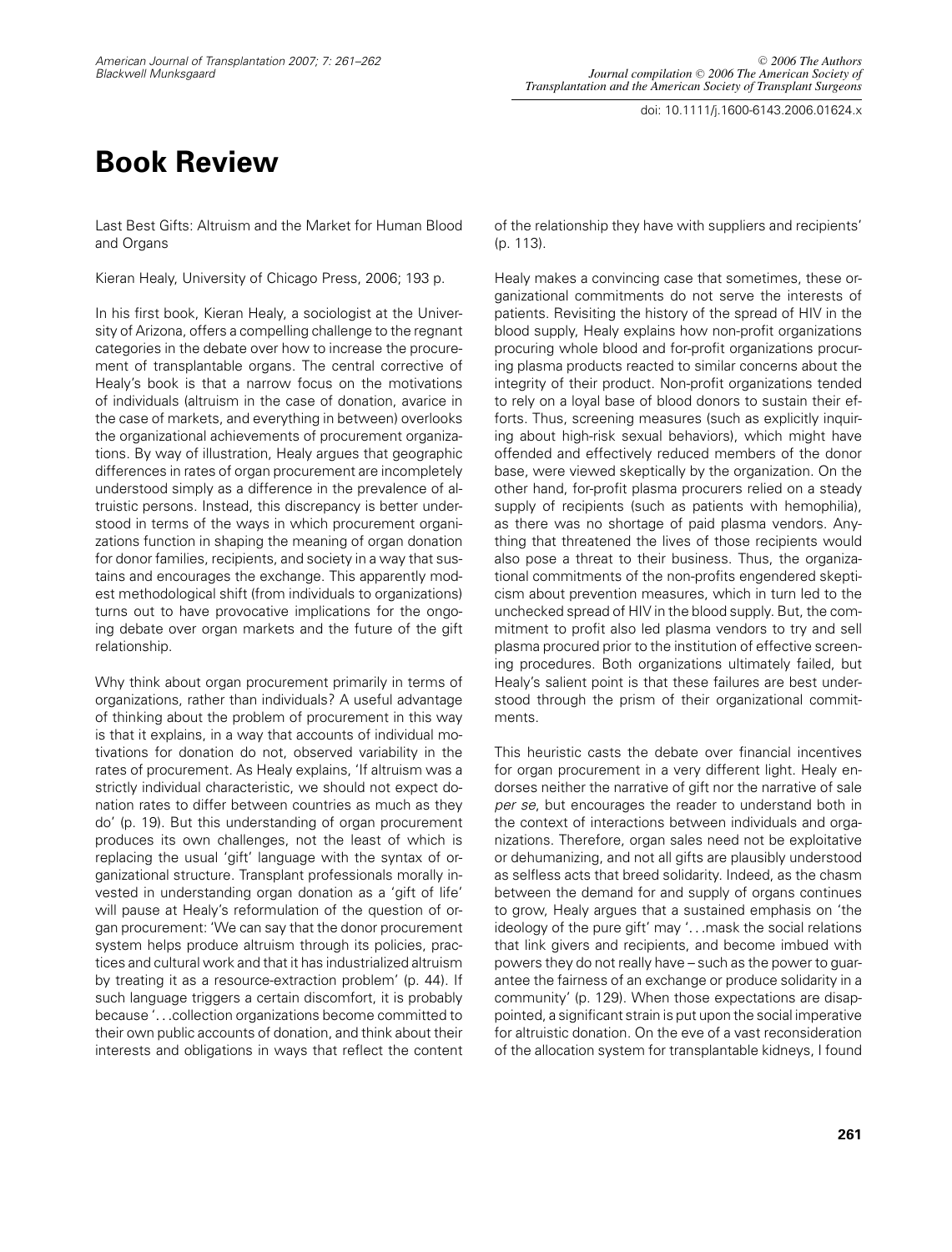# Book Review

Last Best Gifts: Altruism and the Market for Human Blood and Organs

Kieran Healy, University of Chicago Press, 2006; 193 p.

In his first book, Kieran Healy, a sociologist at the University of Arizona, offers a compelling challenge to the regnant categories in the debate over how to increase the procurement of transplantable organs. The central corrective of Healy's book is that a narrow focus on the motivations of individuals (altruism in the case of donation, avarice in the case of markets, and everything in between) overlooks the organizational achievements of procurement organizations. By way of illustration, Healy argues that geographic differences in rates of organ procurement are incompletely understood simply as a difference in the prevalence of altruistic persons. Instead, this discrepancy is better understood in terms of the ways in which procurement organizations function in shaping the meaning of organ donation for donor families, recipients, and society in a way that sustains and encourages the exchange. This apparently modest methodological shift (from individuals to organizations) turns out to have provocative implications for the ongoing debate over organ markets and the future of the gift relationship.

Why think about organ procurement primarily in terms of organizations, rather than individuals? A useful advantage of thinking about the problem of procurement in this way is that it explains, in a way that accounts of individual motivations for donation do not, observed variability in the rates of procurement. As Healy explains, 'If altruism was a strictly individual characteristic, we should not expect donation rates to differ between countries as much as they do' (p. 19). But this understanding of organ procurement produces its own challenges, not the least of which is replacing the usual 'gift' language with the syntax of organizational structure. Transplant professionals morally invested in understanding organ donation as a 'gift of life' will pause at Healy's reformulation of the question of organ procurement: 'We can say that the donor procurement system helps produce altruism through its policies, practices and cultural work and that it has industrialized altruism by treating it as a resource-extraction problem' (p. 44). If such language triggers a certain discomfort, it is probably because '. . .collection organizations become committed to their own public accounts of donation, and think about their interests and obligations in ways that reflect the content of the relationship they have with suppliers and recipients' (p. 113).

Healy makes a convincing case that sometimes, these organizational commitments do not serve the interests of patients. Revisiting the history of the spread of HIV in the blood supply, Healy explains how non-profit organizations procuring whole blood and for-profit organizations procuring plasma products reacted to similar concerns about the integrity of their product. Non-profit organizations tended to rely on a loyal base of blood donors to sustain their efforts. Thus, screening measures (such as explicitly inquiring about high-risk sexual behaviors), which might have offended and effectively reduced members of the donor base, were viewed skeptically by the organization. On the other hand, for-profit plasma procurers relied on a steady supply of recipients (such as patients with hemophilia), as there was no shortage of paid plasma vendors. Anything that threatened the lives of those recipients would also pose a threat to their business. Thus, the organizational commitments of the non-profits engendered skepticism about prevention measures, which in turn led to the unchecked spread of HIV in the blood supply. But, the commitment to profit also led plasma vendors to try and sell plasma procured prior to the institution of effective screening procedures. Both organizations ultimately failed, but Healy's salient point is that these failures are best understood through the prism of their organizational commitments.

This heuristic casts the debate over financial incentives for organ procurement in a very different light. Healy endorses neither the narrative of gift nor the narrative of sale *per se*, but encourages the reader to understand both in the context of interactions between individuals and organizations. Therefore, organ sales need not be exploitative or dehumanizing, and not all gifts are plausibly understood as selfless acts that breed solidarity. Indeed, as the chasm between the demand for and supply of organs continues to grow, Healy argues that a sustained emphasis on 'the ideology of the pure gift' may '. . .mask the social relations that link givers and recipients, and become imbued with powers they do not really have – such as the power to guarantee the fairness of an exchange or produce solidarity in a community' (p. 129). When those expectations are disappointed, a significant strain is put upon the social imperative for altruistic donation. On the eve of a vast reconsideration of the allocation system for transplantable kidneys, I found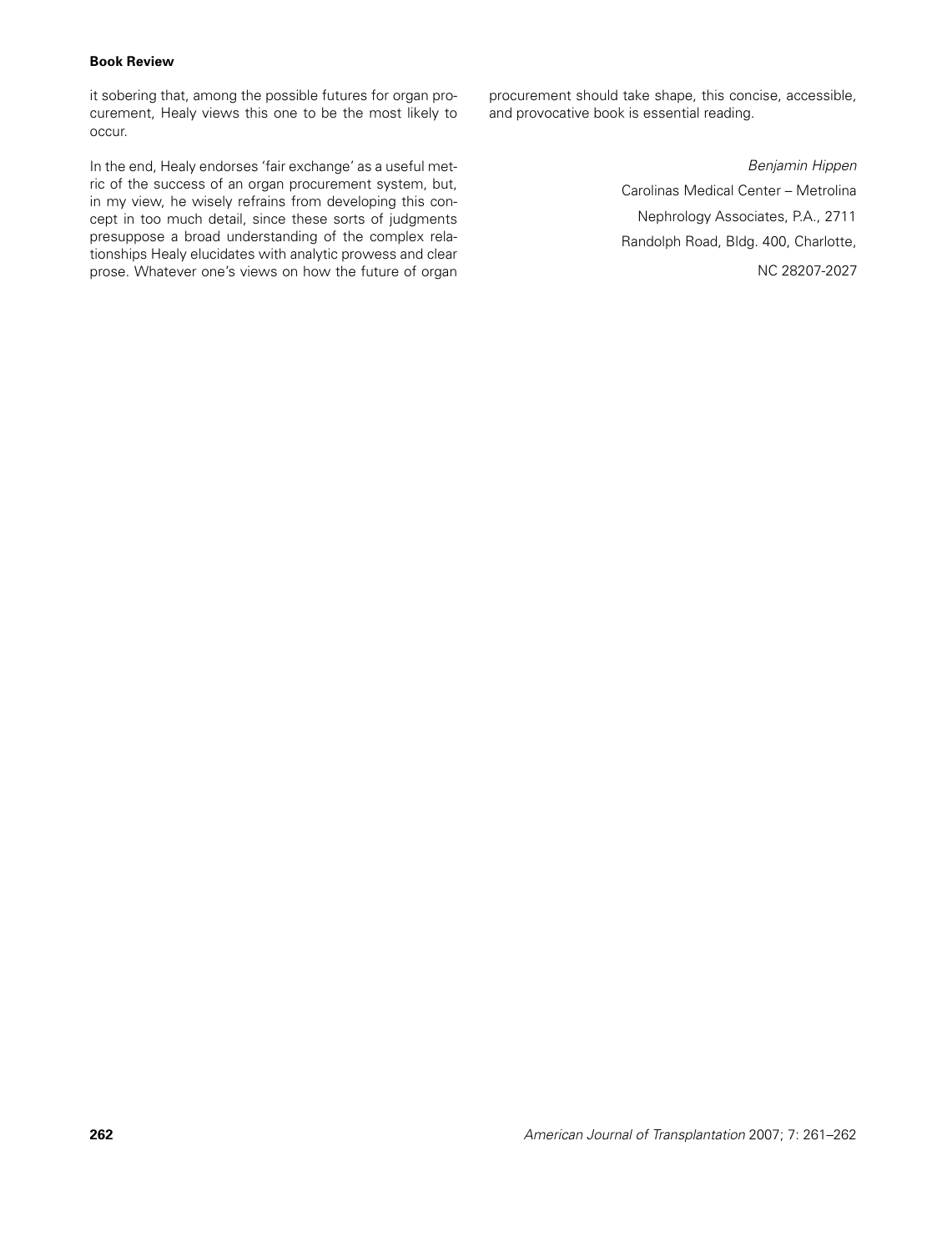it sobering that, among the possible futures for organ procurement, Healy views this one to be the most likely to occur.

In the end, Healy endorses 'fair exchange' as a useful metric of the success of an organ procurement system, but, in my view, he wisely refrains from developing this concept in too much detail, since these sorts of judgments presuppose a broad understanding of the complex relationships Healy elucidates with analytic prowess and clear prose. Whatever one's views on how the future of organ procurement should take shape, this concise, accessible, and provocative book is essential reading.

*Benjamin Hippen*

Carolinas Medical Center – Metrolina Nephrology Associates, P.A., 2711 Randolph Road, Bldg. 400, Charlotte, NC 28207-2027